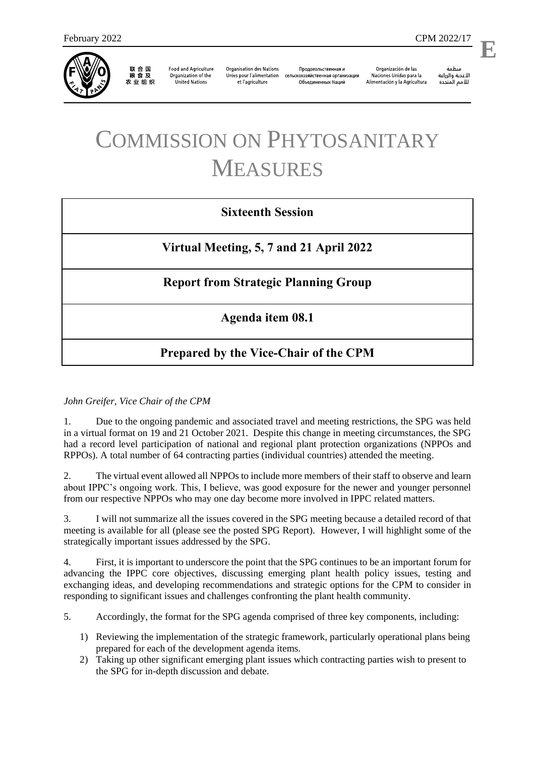February 2022 CPM 2022/17

**E**

联合国粮食及农业组织 Food and Agriculture Organization of the United Nations Organisation des Nations Unies pour l'alimentation et l'agriculture Продовольственная и сельскохозяйственная организация Объединенных Наций Organización de las Naciones Unidas para la Alimentación y la Agricultura منظمة الأغذية والزراعة للأمم المتحدة

# COMMISSION ON PHYTOSANITARY MEASURES

## Sixteenth Session

## Virtual Meeting, 5, 7 and 21 April 2022

## Report from Strategic Planning Group

## Agenda item 08.1

## Prepared by the Vice-Chair of the CPM

*John Greifer, Vice Chair of the CPM*

1. Due to the ongoing pandemic and associated travel and meeting restrictions, the SPG was held in a virtual format on 19 and 21 October 2021. Despite this change in meeting circumstances, the SPG had a record level participation of national and regional plant protection organizations (NPPOs and RPPOs). A total number of 64 contracting parties (individual countries) attended the meeting.

2. The virtual event allowed all NPPOs to include more members of their staff to observe and learn about IPPC's ongoing work. This, I believe, was good exposure for the newer and younger personnel from our respective NPPOs who may one day become more involved in IPPC related matters.

3. I will not summarize all the issues covered in the SPG meeting because a detailed record of that meeting is available for all (please see the posted SPG Report). However, I will highlight some of the strategically important issues addressed by the SPG.

4. First, it is important to underscore the point that the SPG continues to be an important forum for advancing the IPPC core objectives, discussing emerging plant health policy issues, testing and exchanging ideas, and developing recommendations and strategic options for the CPM to consider in responding to significant issues and challenges confronting the plant health community.

5. Accordingly, the format for the SPG agenda comprised of three key components, including:

1) Reviewing the implementation of the strategic framework, particularly operational plans being prepared for each of the development agenda items.
2) Taking up other significant emerging plant issues which contracting parties wish to present to the SPG for in-depth discussion and debate.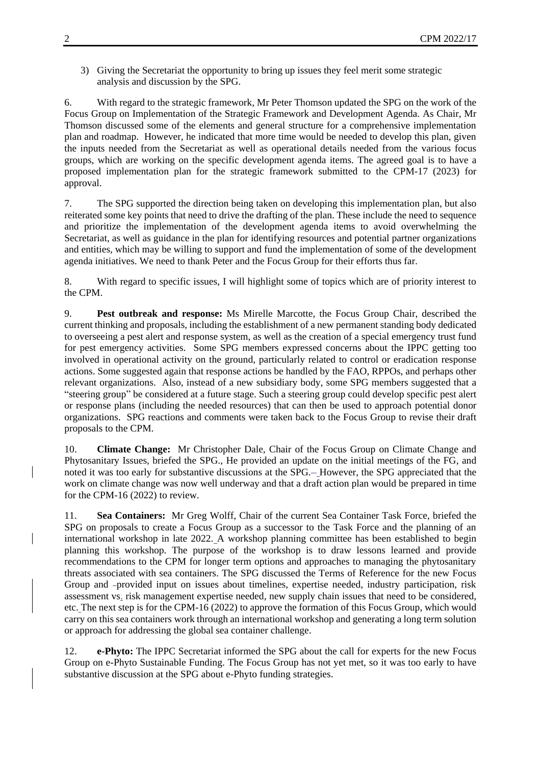3) Giving the Secretariat the opportunity to bring up issues they feel merit some strategic analysis and discussion by the SPG.

6. With regard to the strategic framework, Mr Peter Thomson updated the SPG on the work of the Focus Group on Implementation of the Strategic Framework and Development Agenda. As Chair, Mr Thomson discussed some of the elements and general structure for a comprehensive implementation plan and roadmap. However, he indicated that more time would be needed to develop this plan, given the inputs needed from the Secretariat as well as operational details needed from the various focus groups, which are working on the specific development agenda items. The agreed goal is to have a proposed implementation plan for the strategic framework submitted to the CPM-17 (2023) for approval.

7. The SPG supported the direction being taken on developing this implementation plan, but also reiterated some key points that need to drive the drafting of the plan. These include the need to sequence and prioritize the implementation of the development agenda items to avoid overwhelming the Secretariat, as well as guidance in the plan for identifying resources and potential partner organizations and entities, which may be willing to support and fund the implementation of some of the development agenda initiatives. We need to thank Peter and the Focus Group for their efforts thus far.

8. With regard to specific issues, I will highlight some of topics which are of priority interest to the CPM.

9. **Pest outbreak and response:** Ms Mirelle Marcotte, the Focus Group Chair, described the current thinking and proposals, including the establishment of a new permanent standing body dedicated to overseeing a pest alert and response system, as well as the creation of a special emergency trust fund for pest emergency activities. Some SPG members expressed concerns about the IPPC getting too involved in operational activity on the ground, particularly related to control or eradication response actions. Some suggested again that response actions be handled by the FAO, RPPOs, and perhaps other relevant organizations. Also, instead of a new subsidiary body, some SPG members suggested that a "steering group" be considered at a future stage. Such a steering group could develop specific pest alert or response plans (including the needed resources) that can then be used to approach potential donor organizations. SPG reactions and comments were taken back to the Focus Group to revise their draft proposals to the CPM.

10. **Climate Change:** Mr Christopher Dale, Chair of the Focus Group on Climate Change and Phytosanitary Issues, briefed the SPG., He provided an update on the initial meetings of the FG, and noted it was too early for substantive discussions at the SPG.– However, the SPG appreciated that the work on climate change was now well underway and that a draft action plan would be prepared in time for the CPM-16 (2022) to review.

11. **Sea Containers:** Mr Greg Wolff, Chair of the current Sea Container Task Force, briefed the SPG on proposals to create a Focus Group as a successor to the Task Force and the planning of an international workshop in late 2022. A workshop planning committee has been established to begin planning this workshop. The purpose of the workshop is to draw lessons learned and provide recommendations to the CPM for longer term options and approaches to managing the phytosanitary threats associated with sea containers. The SPG discussed the Terms of Reference for the new Focus Group and provided input on issues about timelines, expertise needed, industry participation, risk assessment vs. risk management expertise needed, new supply chain issues that need to be considered, etc. The next step is for the CPM-16 (2022) to approve the formation of this Focus Group, which would carry on this sea containers work through an international workshop and generating a long term solution or approach for addressing the global sea container challenge.

12. **e-Phyto:** The IPPC Secretariat informed the SPG about the call for experts for the new Focus Group on e-Phyto Sustainable Funding. The Focus Group has not yet met, so it was too early to have substantive discussion at the SPG about e-Phyto funding strategies.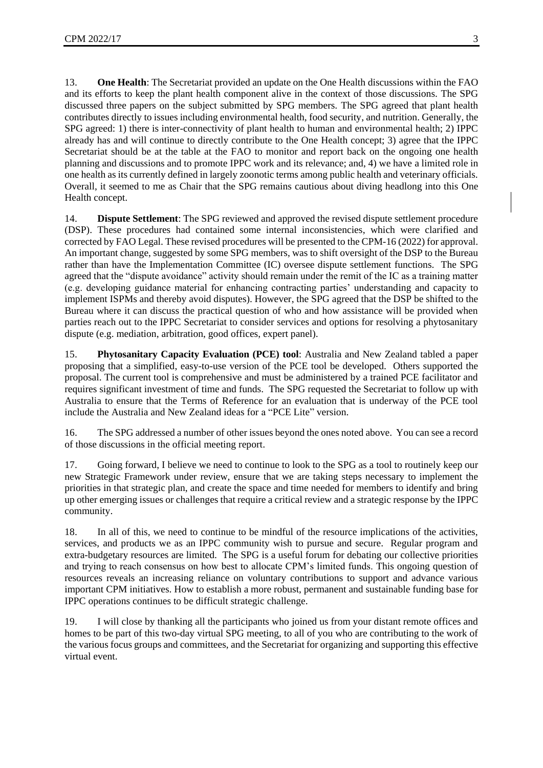13. **One Health**: The Secretariat provided an update on the One Health discussions within the FAO and its efforts to keep the plant health component alive in the context of those discussions. The SPG discussed three papers on the subject submitted by SPG members. The SPG agreed that plant health contributes directly to issues including environmental health, food security, and nutrition. Generally, the SPG agreed: 1) there is inter-connectivity of plant health to human and environmental health; 2) IPPC already has and will continue to directly contribute to the One Health concept; 3) agree that the IPPC Secretariat should be at the table at the FAO to monitor and report back on the ongoing one health planning and discussions and to promote IPPC work and its relevance; and, 4) we have a limited role in one health as its currently defined in largely zoonotic terms among public health and veterinary officials. Overall, it seemed to me as Chair that the SPG remains cautious about diving headlong into this One Health concept.

14. **Dispute Settlement**: The SPG reviewed and approved the revised dispute settlement procedure (DSP). These procedures had contained some internal inconsistencies, which were clarified and corrected by FAO Legal. These revised procedures will be presented to the CPM-16 (2022) for approval. An important change, suggested by some SPG members, was to shift oversight of the DSP to the Bureau rather than have the Implementation Committee (IC) oversee dispute settlement functions. The SPG agreed that the "dispute avoidance" activity should remain under the remit of the IC as a training matter (e.g. developing guidance material for enhancing contracting parties' understanding and capacity to implement ISPMs and thereby avoid disputes). However, the SPG agreed that the DSP be shifted to the Bureau where it can discuss the practical question of who and how assistance will be provided when parties reach out to the IPPC Secretariat to consider services and options for resolving a phytosanitary dispute (e.g. mediation, arbitration, good offices, expert panel).

15. **Phytosanitary Capacity Evaluation (PCE) tool**: Australia and New Zealand tabled a paper proposing that a simplified, easy-to-use version of the PCE tool be developed. Others supported the proposal. The current tool is comprehensive and must be administered by a trained PCE facilitator and requires significant investment of time and funds. The SPG requested the Secretariat to follow up with Australia to ensure that the Terms of Reference for an evaluation that is underway of the PCE tool include the Australia and New Zealand ideas for a "PCE Lite" version.

16. The SPG addressed a number of other issues beyond the ones noted above. You can see a record of those discussions in the official meeting report.

17. Going forward, I believe we need to continue to look to the SPG as a tool to routinely keep our new Strategic Framework under review, ensure that we are taking steps necessary to implement the priorities in that strategic plan, and create the space and time needed for members to identify and bring up other emerging issues or challenges that require a critical review and a strategic response by the IPPC community.

18. In all of this, we need to continue to be mindful of the resource implications of the activities, services, and products we as an IPPC community wish to pursue and secure. Regular program and extra-budgetary resources are limited. The SPG is a useful forum for debating our collective priorities and trying to reach consensus on how best to allocate CPM's limited funds. This ongoing question of resources reveals an increasing reliance on voluntary contributions to support and advance various important CPM initiatives. How to establish a more robust, permanent and sustainable funding base for IPPC operations continues to be difficult strategic challenge.

19. I will close by thanking all the participants who joined us from your distant remote offices and homes to be part of this two-day virtual SPG meeting, to all of you who are contributing to the work of the various focus groups and committees, and the Secretariat for organizing and supporting this effective virtual event.